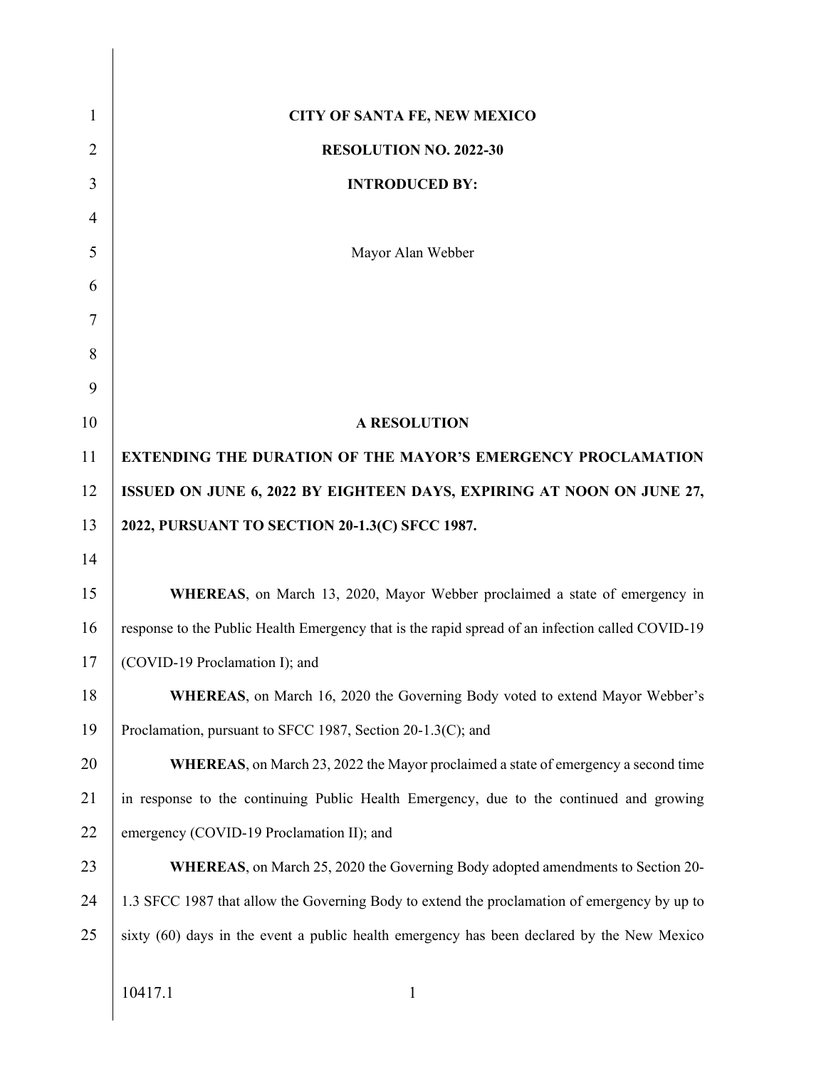**CITY OF SANTA FE, NEW MEXICO**

**RESOLUTION NO. 2022-30**

**INTRODUCED BY:**

Mayor Alan Webber

**A RESOLUTION**

**EXTENDING THE DURATION OF THE MAYOR'S EMERGENCY PROCLAMATION ISSUED ON JUNE 6, 2022 BY EIGHTEEN DAYS, EXPIRING AT NOON ON JUNE 27, 2022, PURSUANT TO SECTION 20-1.3(C) SFCC 1987.**

**WHEREAS**, on March 13, 2020, Mayor Webber proclaimed a state of emergency in response to the Public Health Emergency that is the rapid spread of an infection called COVID-19 (COVID-19 Proclamation I); and

**WHEREAS**, on March 16, 2020 the Governing Body voted to extend Mayor Webber's Proclamation, pursuant to SFCC 1987, Section 20-1.3(C); and

**WHEREAS**, on March 23, 2022 the Mayor proclaimed a state of emergency a second time in response to the continuing Public Health Emergency, due to the continued and growing emergency (COVID-19 Proclamation II); and

**WHEREAS**, on March 25, 2020 the Governing Body adopted amendments to Section 20-1.3 SFCC 1987 that allow the Governing Body to extend the proclamation of emergency by up to sixty (60) days in the event a public health emergency has been declared by the New Mexico

10417.1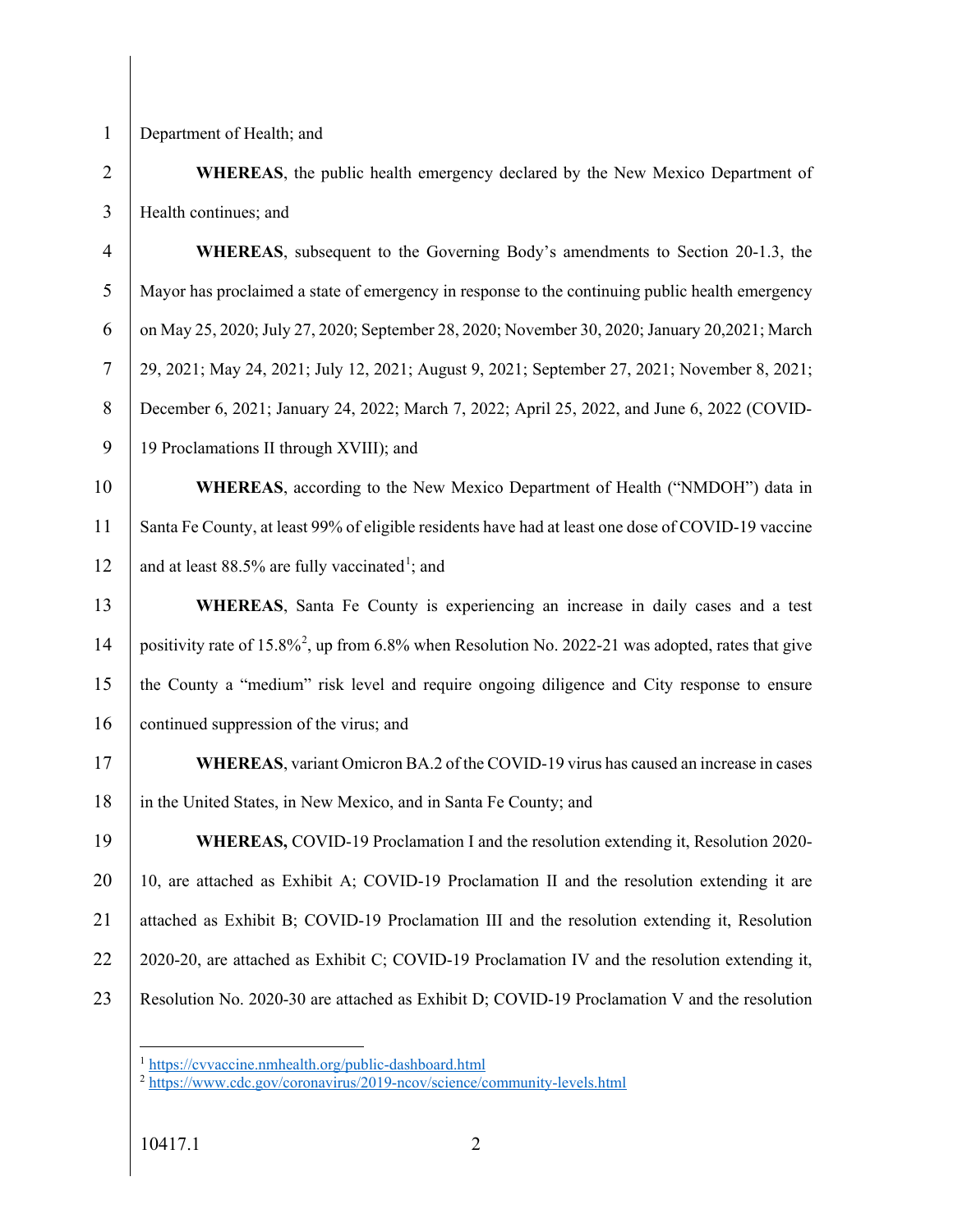Department of Health; and

**WHEREAS**, the public health emergency declared by the New Mexico Department of Health continues; and

**WHEREAS**, subsequent to the Governing Body's amendments to Section 20-1.3, the Mayor has proclaimed a state of emergency in response to the continuing public health emergency on May 25, 2020; July 27, 2020; September 28, 2020; November 30, 2020; January 20,2021; March 29, 2021; May 24, 2021; July 12, 2021; August 9, 2021; September 27, 2021; November 8, 2021; December 6, 2021; January 24, 2022; March 7, 2022; April 25, 2022, and June 6, 2022 (COVID-19 Proclamations II through XVIII); and

**WHEREAS**, according to the New Mexico Department of Health ("NMDOH") data in Santa Fe County, at least 99% of eligible residents have had at least one dose of COVID-19 vaccine and at least 88.5% are fully vaccinated[1]; and

**WHEREAS**, Santa Fe County is experiencing an increase in daily cases and a test positivity rate of 15.8%[2], up from 6.8% when Resolution No. 2022-21 was adopted, rates that give the County a "medium" risk level and require ongoing diligence and City response to ensure continued suppression of the virus; and

**WHEREAS**, variant Omicron BA.2 of the COVID-19 virus has caused an increase in cases in the United States, in New Mexico, and in Santa Fe County; and

**WHEREAS,** COVID-19 Proclamation I and the resolution extending it, Resolution 2020-10, are attached as Exhibit A; COVID-19 Proclamation II and the resolution extending it are attached as Exhibit B; COVID-19 Proclamation III and the resolution extending it, Resolution 2020-20, are attached as Exhibit C; COVID-19 Proclamation IV and the resolution extending it, Resolution No. 2020-30 are attached as Exhibit D; COVID-19 Proclamation V and the resolution

[1] https://cvvaccine.nmhealth.org/public-dashboard.html
[2] https://www.cdc.gov/coronavirus/2019-ncov/science/community-levels.html

10417.1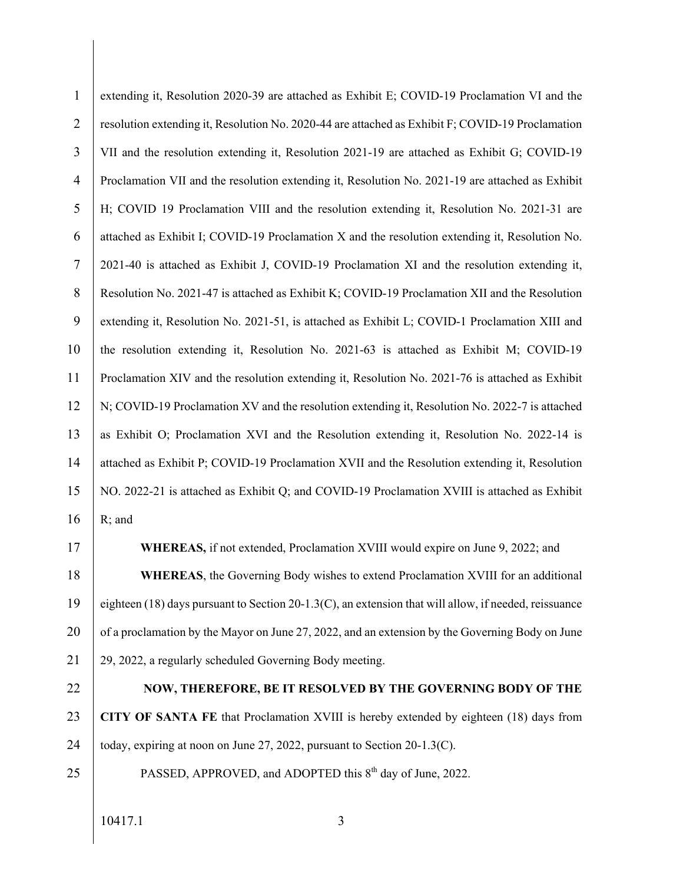extending it, Resolution 2020-39 are attached as Exhibit E; COVID-19 Proclamation VI and the resolution extending it, Resolution No. 2020-44 are attached as Exhibit F; COVID-19 Proclamation VII and the resolution extending it, Resolution 2021-19 are attached as Exhibit G; COVID-19 Proclamation VII and the resolution extending it, Resolution No. 2021-19 are attached as Exhibit H; COVID 19 Proclamation VIII and the resolution extending it, Resolution No. 2021-31 are attached as Exhibit I; COVID-19 Proclamation X and the resolution extending it, Resolution No. 2021-40 is attached as Exhibit J, COVID-19 Proclamation XI and the resolution extending it, Resolution No. 2021-47 is attached as Exhibit K; COVID-19 Proclamation XII and the Resolution extending it, Resolution No. 2021-51, is attached as Exhibit L; COVID-1 Proclamation XIII and the resolution extending it, Resolution No. 2021-63 is attached as Exhibit M; COVID-19 Proclamation XIV and the resolution extending it, Resolution No. 2021-76 is attached as Exhibit N; COVID-19 Proclamation XV and the resolution extending it, Resolution No. 2022-7 is attached as Exhibit O; Proclamation XVI and the Resolution extending it, Resolution No. 2022-14 is attached as Exhibit P; COVID-19 Proclamation XVII and the Resolution extending it, Resolution NO. 2022-21 is attached as Exhibit Q; and COVID-19 Proclamation XVIII is attached as Exhibit R; and

**WHEREAS,** if not extended, Proclamation XVIII would expire on June 9, 2022; and

**WHEREAS**, the Governing Body wishes to extend Proclamation XVIII for an additional eighteen (18) days pursuant to Section 20-1.3(C), an extension that will allow, if needed, reissuance of a proclamation by the Mayor on June 27, 2022, and an extension by the Governing Body on June 29, 2022, a regularly scheduled Governing Body meeting.

**NOW, THEREFORE, BE IT RESOLVED BY THE GOVERNING BODY OF THE CITY OF SANTA FE** that Proclamation XVIII is hereby extended by eighteen (18) days from today, expiring at noon on June 27, 2022, pursuant to Section 20-1.3(C).

PASSED, APPROVED, and ADOPTED this 8th day of June, 2022.

10417.1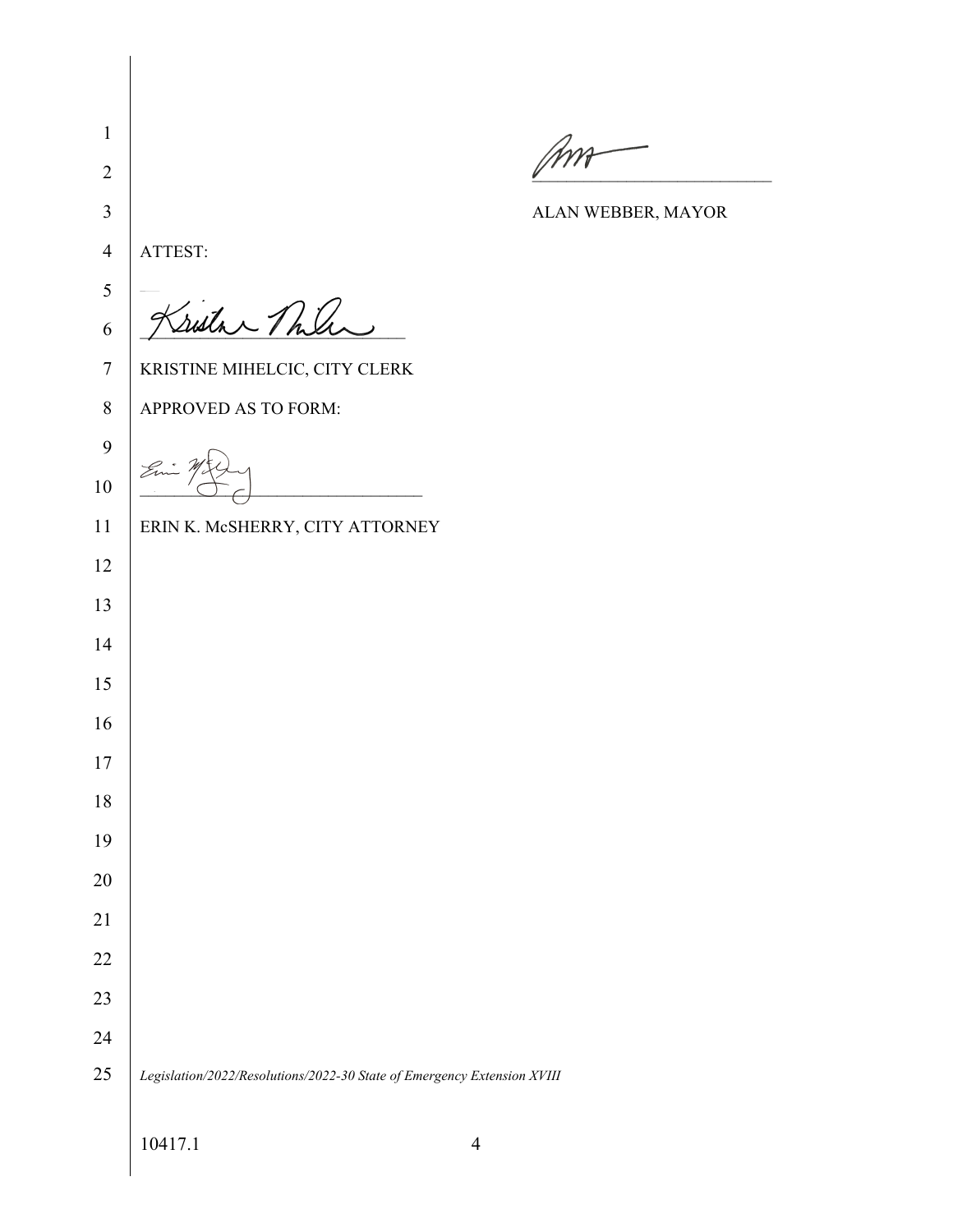ALAN WEBBER, MAYOR

ATTEST:

KRISTINE MIHELCIC, CITY CLERK

APPROVED AS TO FORM:

ERIN K. McSHERRY, CITY ATTORNEY

*Legislation/2022/Resolutions/2022-30 State of Emergency Extension XVIII*

10417.1